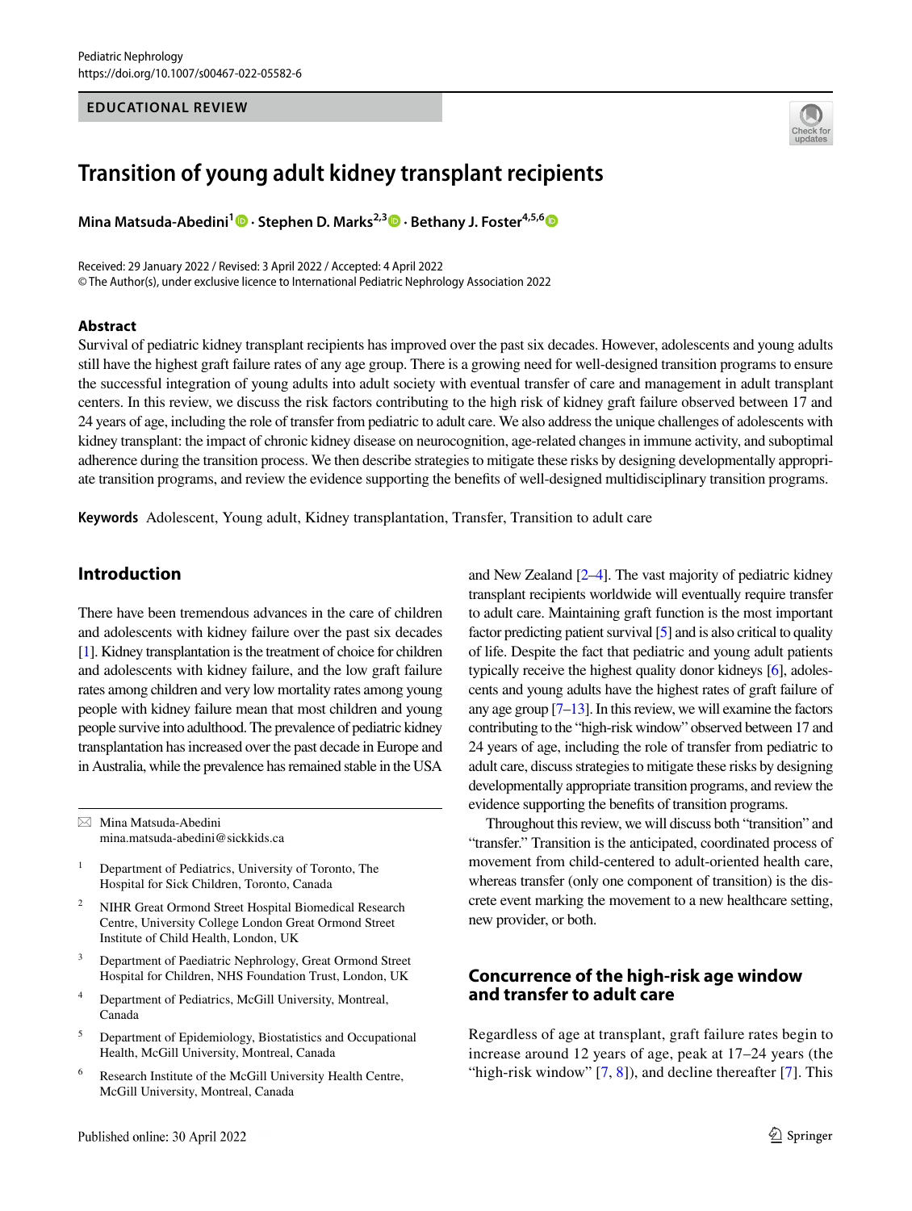EDUCATIONAL REVIEW

# Transition of young adult kidney transplant recipients

**Mina Matsuda-Abedini[1] · Stephen D. Marks[2,3] · Bethany J. Foster[4,5,6]**

Received: 29 January 2022 / Revised: 3 April 2022 / Accepted: 4 April 2022
© The Author(s), under exclusive licence to International Pediatric Nephrology Association 2022

## Abstract

Survival of pediatric kidney transplant recipients has improved over the past six decades. However, adolescents and young adults still have the highest graft failure rates of any age group. There is a growing need for well-designed transition programs to ensure the successful integration of young adults into adult society with eventual transfer of care and management in adult transplant centers. In this review, we discuss the risk factors contributing to the high risk of kidney graft failure observed between 17 and 24 years of age, including the role of transfer from pediatric to adult care. We also address the unique challenges of adolescents with kidney transplant: the impact of chronic kidney disease on neurocognition, age-related changes in immune activity, and suboptimal adherence during the transition process. We then describe strategies to mitigate these risks by designing developmentally appropriate transition programs, and review the evidence supporting the benefits of well-designed multidisciplinary transition programs.

**Keywords** Adolescent, Young adult, Kidney transplantation, Transfer, Transition to adult care

## Introduction

There have been tremendous advances in the care of children and adolescents with kidney failure over the past six decades [1]. Kidney transplantation is the treatment of choice for children and adolescents with kidney failure, and the low graft failure rates among children and very low mortality rates among young people with kidney failure mean that most children and young people survive into adulthood. The prevalence of pediatric kidney transplantation has increased over the past decade in Europe and in Australia, while the prevalence has remained stable in the USA and New Zealand [2–4]. The vast majority of pediatric kidney transplant recipients worldwide will eventually require transfer to adult care. Maintaining graft function is the most important factor predicting patient survival [5] and is also critical to quality of life. Despite the fact that pediatric and young adult patients typically receive the highest quality donor kidneys [6], adolescents and young adults have the highest rates of graft failure of any age group [7–13]. In this review, we will examine the factors contributing to the "high-risk window" observed between 17 and 24 years of age, including the role of transfer from pediatric to adult care, discuss strategies to mitigate these risks by designing developmentally appropriate transition programs, and review the evidence supporting the benefits of transition programs.

Throughout this review, we will discuss both "transition" and "transfer." Transition is the anticipated, coordinated process of movement from child-centered to adult-oriented health care, whereas transfer (only one component of transition) is the discrete event marking the movement to a new healthcare setting, new provider, or both.

## Concurrence of the high-risk age window and transfer to adult care

Regardless of age at transplant, graft failure rates begin to increase around 12 years of age, peak at 17–24 years (the "high-risk window" [7, 8]), and decline thereafter [7]. This

---

✉ Mina Matsuda-Abedini
mina.matsuda-abedini@sickkids.ca

1 Department of Pediatrics, University of Toronto, The Hospital for Sick Children, Toronto, Canada

2 NIHR Great Ormond Street Hospital Biomedical Research Centre, University College London Great Ormond Street Institute of Child Health, London, UK

3 Department of Paediatric Nephrology, Great Ormond Street Hospital for Children, NHS Foundation Trust, London, UK

4 Department of Pediatrics, McGill University, Montreal, Canada

5 Department of Epidemiology, Biostatistics and Occupational Health, McGill University, Montreal, Canada

6 Research Institute of the McGill University Health Centre, McGill University, Montreal, Canada

Published online: 30 April 2022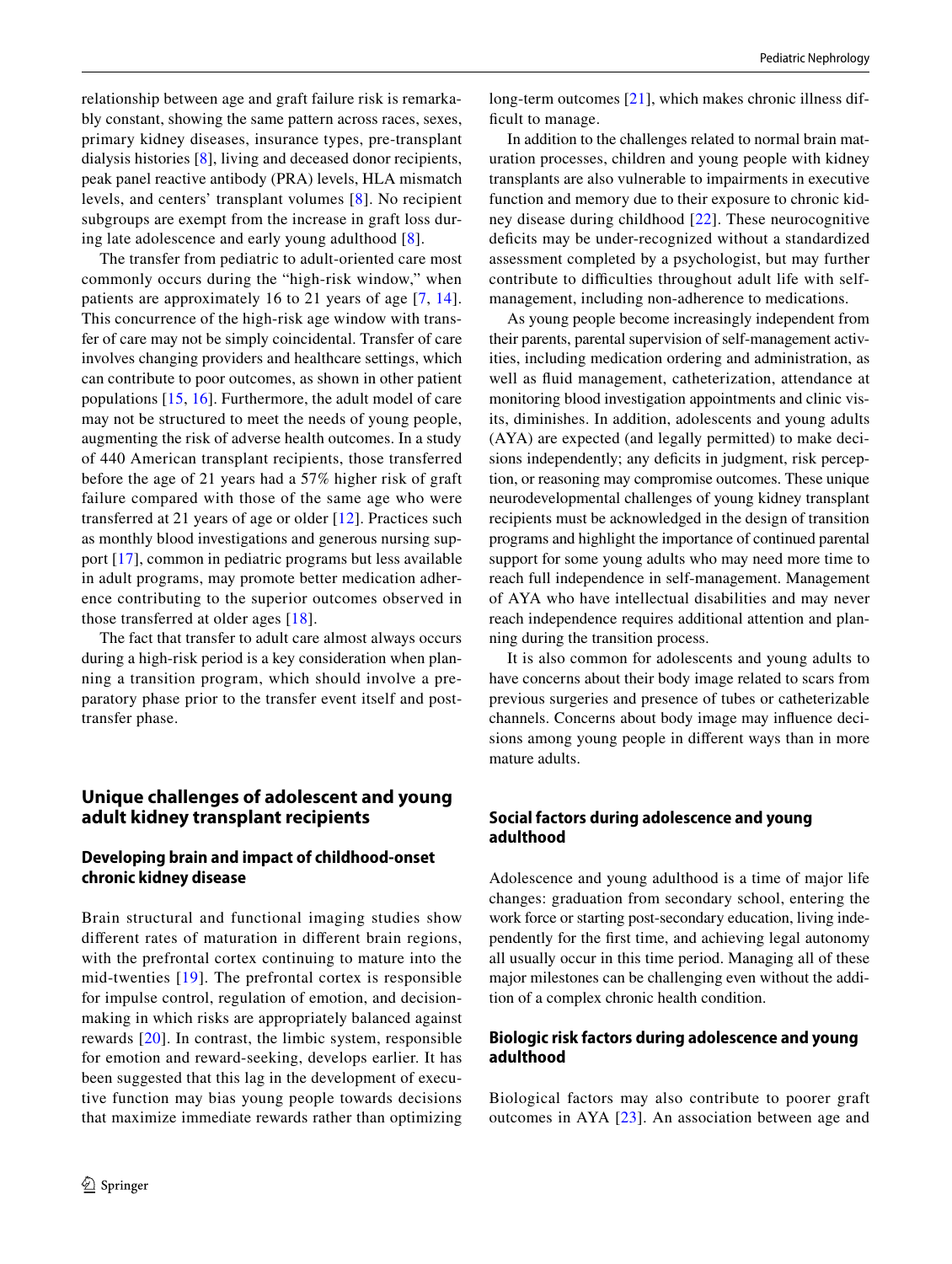relationship between age and graft failure risk is remarkably constant, showing the same pattern across races, sexes, primary kidney diseases, insurance types, pre-transplant dialysis histories [8], living and deceased donor recipients, peak panel reactive antibody (PRA) levels, HLA mismatch levels, and centers' transplant volumes [8]. No recipient subgroups are exempt from the increase in graft loss during late adolescence and early young adulthood [8].

The transfer from pediatric to adult-oriented care most commonly occurs during the "high-risk window," when patients are approximately 16 to 21 years of age [7, 14]. This concurrence of the high-risk age window with transfer of care may not be simply coincidental. Transfer of care involves changing providers and healthcare settings, which can contribute to poor outcomes, as shown in other patient populations [15, 16]. Furthermore, the adult model of care may not be structured to meet the needs of young people, augmenting the risk of adverse health outcomes. In a study of 440 American transplant recipients, those transferred before the age of 21 years had a 57% higher risk of graft failure compared with those of the same age who were transferred at 21 years of age or older [12]. Practices such as monthly blood investigations and generous nursing support [17], common in pediatric programs but less available in adult programs, may promote better medication adherence contributing to the superior outcomes observed in those transferred at older ages [18].

The fact that transfer to adult care almost always occurs during a high-risk period is a key consideration when planning a transition program, which should involve a preparatory phase prior to the transfer event itself and post-transfer phase.

## Unique challenges of adolescent and young adult kidney transplant recipients

### Developing brain and impact of childhood-onset chronic kidney disease

Brain structural and functional imaging studies show different rates of maturation in different brain regions, with the prefrontal cortex continuing to mature into the mid-twenties [19]. The prefrontal cortex is responsible for impulse control, regulation of emotion, and decision-making in which risks are appropriately balanced against rewards [20]. In contrast, the limbic system, responsible for emotion and reward-seeking, develops earlier. It has been suggested that this lag in the development of executive function may bias young people towards decisions that maximize immediate rewards rather than optimizing long-term outcomes [21], which makes chronic illness difficult to manage.

In addition to the challenges related to normal brain maturation processes, children and young people with kidney transplants are also vulnerable to impairments in executive function and memory due to their exposure to chronic kidney disease during childhood [22]. These neurocognitive deficits may be under-recognized without a standardized assessment completed by a psychologist, but may further contribute to difficulties throughout adult life with self-management, including non-adherence to medications.

As young people become increasingly independent from their parents, parental supervision of self-management activities, including medication ordering and administration, as well as fluid management, catheterization, attendance at monitoring blood investigation appointments and clinic visits, diminishes. In addition, adolescents and young adults (AYA) are expected (and legally permitted) to make decisions independently; any deficits in judgment, risk perception, or reasoning may compromise outcomes. These unique neurodevelopmental challenges of young kidney transplant recipients must be acknowledged in the design of transition programs and highlight the importance of continued parental support for some young adults who may need more time to reach full independence in self-management. Management of AYA who have intellectual disabilities and may never reach independence requires additional attention and planning during the transition process.

It is also common for adolescents and young adults to have concerns about their body image related to scars from previous surgeries and presence of tubes or catheterizable channels. Concerns about body image may influence decisions among young people in different ways than in more mature adults.

### Social factors during adolescence and young adulthood

Adolescence and young adulthood is a time of major life changes: graduation from secondary school, entering the work force or starting post-secondary education, living independently for the first time, and achieving legal autonomy all usually occur in this time period. Managing all of these major milestones can be challenging even without the addition of a complex chronic health condition.

### Biologic risk factors during adolescence and young adulthood

Biological factors may also contribute to poorer graft outcomes in AYA [23]. An association between age and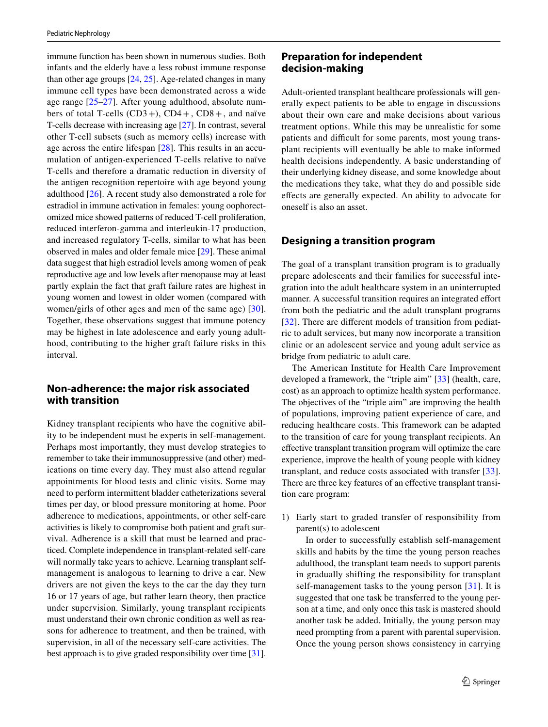immune function has been shown in numerous studies. Both infants and the elderly have a less robust immune response than other age groups [24, 25]. Age-related changes in many immune cell types have been demonstrated across a wide age range [25–27]. After young adulthood, absolute numbers of total T-cells (CD3+), CD4+, CD8+, and naïve T-cells decrease with increasing age [27]. In contrast, several other T-cell subsets (such as memory cells) increase with age across the entire lifespan [28]. This results in an accumulation of antigen-experienced T-cells relative to naïve T-cells and therefore a dramatic reduction in diversity of the antigen recognition repertoire with age beyond young adulthood [26]. A recent study also demonstrated a role for estradiol in immune activation in females: young oophorectomized mice showed patterns of reduced T-cell proliferation, reduced interferon-gamma and interleukin-17 production, and increased regulatory T-cells, similar to what has been observed in males and older female mice [29]. These animal data suggest that high estradiol levels among women of peak reproductive age and low levels after menopause may at least partly explain the fact that graft failure rates are highest in young women and lowest in older women (compared with women/girls of other ages and men of the same age) [30]. Together, these observations suggest that immune potency may be highest in late adolescence and early young adulthood, contributing to the higher graft failure risks in this interval.

## Non-adherence: the major risk associated with transition

Kidney transplant recipients who have the cognitive ability to be independent must be experts in self-management. Perhaps most importantly, they must develop strategies to remember to take their immunosuppressive (and other) medications on time every day. They must also attend regular appointments for blood tests and clinic visits. Some may need to perform intermittent bladder catheterizations several times per day, or blood pressure monitoring at home. Poor adherence to medications, appointments, or other self-care activities is likely to compromise both patient and graft survival. Adherence is a skill that must be learned and practiced. Complete independence in transplant-related self-care will normally take years to achieve. Learning transplant self-management is analogous to learning to drive a car. New drivers are not given the keys to the car the day they turn 16 or 17 years of age, but rather learn theory, then practice under supervision. Similarly, young transplant recipients must understand their own chronic condition as well as reasons for adherence to treatment, and then be trained, with supervision, in all of the necessary self-care activities. The best approach is to give graded responsibility over time [31].

## Preparation for independent decision-making

Adult-oriented transplant healthcare professionals will generally expect patients to be able to engage in discussions about their own care and make decisions about various treatment options. While this may be unrealistic for some patients and difficult for some parents, most young transplant recipients will eventually be able to make informed health decisions independently. A basic understanding of their underlying kidney disease, and some knowledge about the medications they take, what they do and possible side effects are generally expected. An ability to advocate for oneself is also an asset.

## Designing a transition program

The goal of a transplant transition program is to gradually prepare adolescents and their families for successful integration into the adult healthcare system in an uninterrupted manner. A successful transition requires an integrated effort from both the pediatric and the adult transplant programs [32]. There are different models of transition from pediatric to adult services, but many now incorporate a transition clinic or an adolescent service and young adult service as bridge from pediatric to adult care.

The American Institute for Health Care Improvement developed a framework, the "triple aim" [33] (health, care, cost) as an approach to optimize health system performance. The objectives of the "triple aim" are improving the health of populations, improving patient experience of care, and reducing healthcare costs. This framework can be adapted to the transition of care for young transplant recipients. An effective transplant transition program will optimize the care experience, improve the health of young people with kidney transplant, and reduce costs associated with transfer [33]. There are three key features of an effective transplant transition care program:

1) Early start to graded transfer of responsibility from parent(s) to adolescent

   In order to successfully establish self-management skills and habits by the time the young person reaches adulthood, the transplant team needs to support parents in gradually shifting the responsibility for transplant self-management tasks to the young person [31]. It is suggested that one task be transferred to the young person at a time, and only once this task is mastered should another task be added. Initially, the young person may need prompting from a parent with parental supervision. Once the young person shows consistency in carrying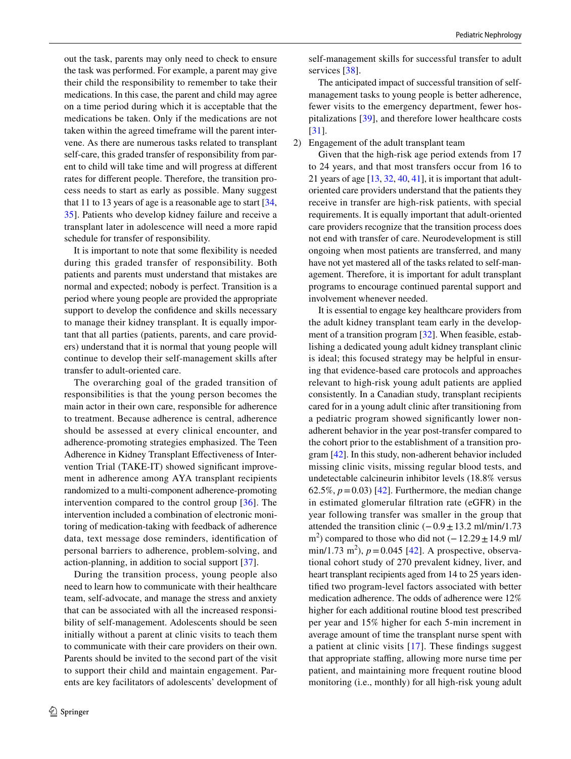out the task, parents may only need to check to ensure the task was performed. For example, a parent may give their child the responsibility to remember to take their medications. In this case, the parent and child may agree on a time period during which it is acceptable that the medications be taken. Only if the medications are not taken within the agreed timeframe will the parent intervene. As there are numerous tasks related to transplant self-care, this graded transfer of responsibility from parent to child will take time and will progress at different rates for different people. Therefore, the transition process needs to start as early as possible. Many suggest that 11 to 13 years of age is a reasonable age to start [34, 35]. Patients who develop kidney failure and receive a transplant later in adolescence will need a more rapid schedule for transfer of responsibility.

It is important to note that some flexibility is needed during this graded transfer of responsibility. Both patients and parents must understand that mistakes are normal and expected; nobody is perfect. Transition is a period where young people are provided the appropriate support to develop the confidence and skills necessary to manage their kidney transplant. It is equally important that all parties (patients, parents, and care providers) understand that it is normal that young people will continue to develop their self-management skills after transfer to adult-oriented care.

The overarching goal of the graded transition of responsibilities is that the young person becomes the main actor in their own care, responsible for adherence to treatment. Because adherence is central, adherence should be assessed at every clinical encounter, and adherence-promoting strategies emphasized. The Teen Adherence in Kidney Transplant Effectiveness of Intervention Trial (TAKE-IT) showed significant improvement in adherence among AYA transplant recipients randomized to a multi-component adherence-promoting intervention compared to the control group [36]. The intervention included a combination of electronic monitoring of medication-taking with feedback of adherence data, text message dose reminders, identification of personal barriers to adherence, problem-solving, and action-planning, in addition to social support [37].

During the transition process, young people also need to learn how to communicate with their healthcare team, self-advocate, and manage the stress and anxiety that can be associated with all the increased responsibility of self-management. Adolescents should be seen initially without a parent at clinic visits to teach them to communicate with their care providers on their own. Parents should be invited to the second part of the visit to support their child and maintain engagement. Parents are key facilitators of adolescents' development of self-management skills for successful transfer to adult services [38].

The anticipated impact of successful transition of self-management tasks to young people is better adherence, fewer visits to the emergency department, fewer hospitalizations [39], and therefore lower healthcare costs [31].

2) Engagement of the adult transplant team

Given that the high-risk age period extends from 17 to 24 years, and that most transfers occur from 16 to 21 years of age [13, 32, 40, 41], it is important that adult-oriented care providers understand that the patients they receive in transfer are high-risk patients, with special requirements. It is equally important that adult-oriented care providers recognize that the transition process does not end with transfer of care. Neurodevelopment is still ongoing when most patients are transferred, and many have not yet mastered all of the tasks related to self-management. Therefore, it is important for adult transplant programs to encourage continued parental support and involvement whenever needed.

It is essential to engage key healthcare providers from the adult kidney transplant team early in the development of a transition program [32]. When feasible, establishing a dedicated young adult kidney transplant clinic is ideal; this focused strategy may be helpful in ensuring that evidence-based care protocols and approaches relevant to high-risk young adult patients are applied consistently. In a Canadian study, transplant recipients cared for in a young adult clinic after transitioning from a pediatric program showed significantly lower non-adherent behavior in the year post-transfer compared to the cohort prior to the establishment of a transition program [42]. In this study, non-adherent behavior included missing clinic visits, missing regular blood tests, and undetectable calcineurin inhibitor levels (18.8% versus 62.5%, $p = 0.03$) [42]. Furthermore, the median change in estimated glomerular filtration rate (eGFR) in the year following transfer was smaller in the group that attended the transition clinic ($-0.9 \pm 13.2$ ml/min/1.73 $m^2$) compared to those who did not ($-12.29 \pm 14.9$ ml/min/1.73 $m^2$), $p = 0.045$ [42]. A prospective, observational cohort study of 270 prevalent kidney, liver, and heart transplant recipients aged from 14 to 25 years identified two program-level factors associated with better medication adherence. The odds of adherence were 12% higher for each additional routine blood test prescribed per year and 15% higher for each 5-min increment in average amount of time the transplant nurse spent with a patient at clinic visits [17]. These findings suggest that appropriate staffing, allowing more nurse time per patient, and maintaining more frequent routine blood monitoring (i.e., monthly) for all high-risk young adult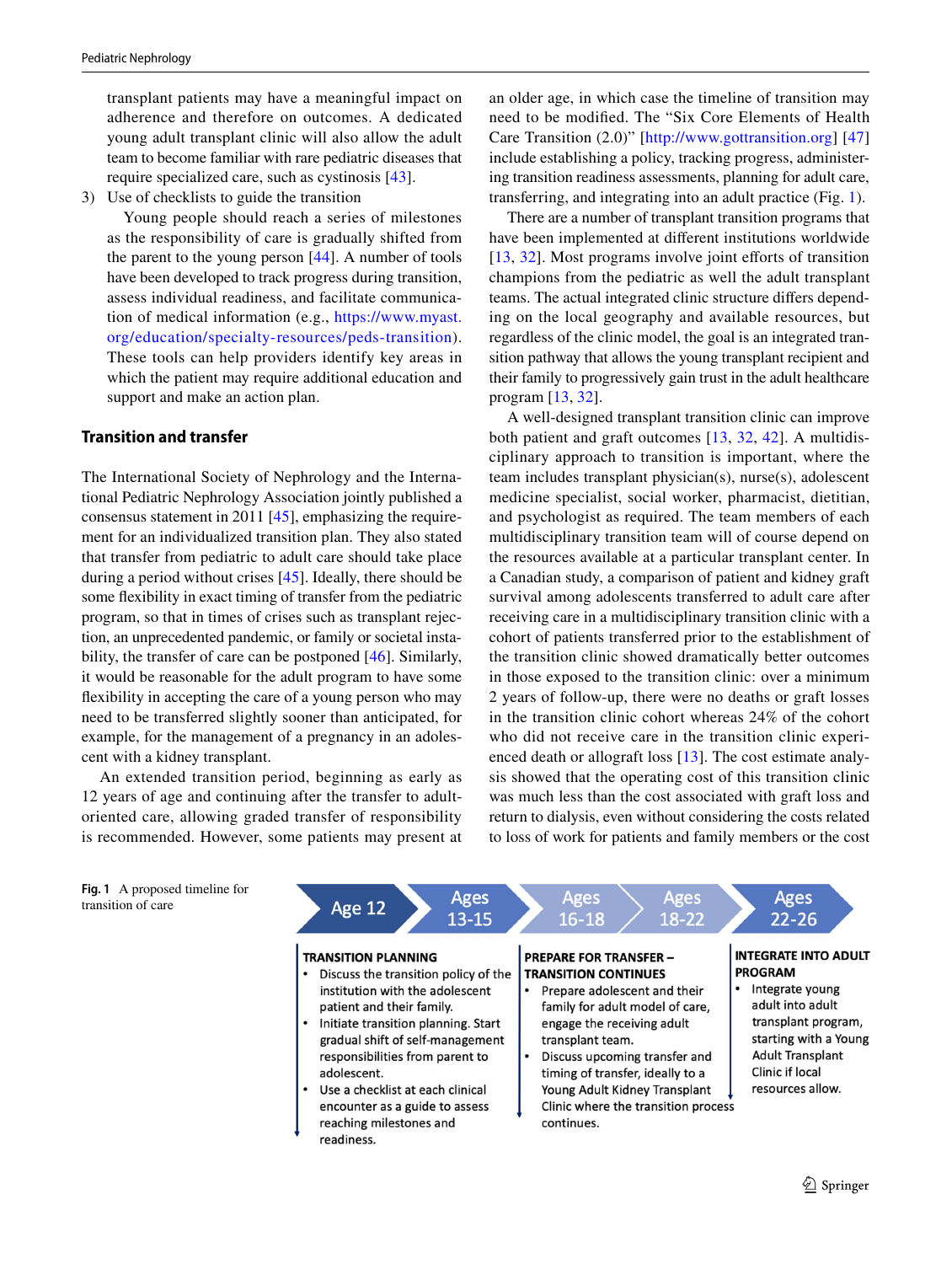transplant patients may have a meaningful impact on adherence and therefore on outcomes. A dedicated young adult transplant clinic will also allow the adult team to become familiar with rare pediatric diseases that require specialized care, such as cystinosis [43].

3) Use of checklists to guide the transition

   Young people should reach a series of milestones as the responsibility of care is gradually shifted from the parent to the young person [44]. A number of tools have been developed to track progress during transition, assess individual readiness, and facilitate communication of medical information (e.g., https://www.myast.org/education/specialty-resources/peds-transition). These tools can help providers identify key areas in which the patient may require additional education and support and make an action plan.

## Transition and transfer

The International Society of Nephrology and the International Pediatric Nephrology Association jointly published a consensus statement in 2011 [45], emphasizing the requirement for an individualized transition plan. They also stated that transfer from pediatric to adult care should take place during a period without crises [45]. Ideally, there should be some flexibility in exact timing of transfer from the pediatric program, so that in times of crises such as transplant rejection, an unprecedented pandemic, or family or societal instability, the transfer of care can be postponed [46]. Similarly, it would be reasonable for the adult program to have some flexibility in accepting the care of a young person who may need to be transferred slightly sooner than anticipated, for example, for the management of a pregnancy in an adolescent with a kidney transplant.

An extended transition period, beginning as early as 12 years of age and continuing after the transfer to adult-oriented care, allowing graded transfer of responsibility is recommended. However, some patients may present at an older age, in which case the timeline of transition may need to be modified. The "Six Core Elements of Health Care Transition (2.0)" [http://www.gottransition.org] [47] include establishing a policy, tracking progress, administering transition readiness assessments, planning for adult care, transferring, and integrating into an adult practice (Fig. 1).

There are a number of transplant transition programs that have been implemented at different institutions worldwide [13, 32]. Most programs involve joint efforts of transition champions from the pediatric as well the adult transplant teams. The actual integrated clinic structure differs depending on the local geography and available resources, but regardless of the clinic model, the goal is an integrated transition pathway that allows the young transplant recipient and their family to progressively gain trust in the adult healthcare program [13, 32].

A well-designed transplant transition clinic can improve both patient and graft outcomes [13, 32, 42]. A multidisciplinary approach to transition is important, where the team includes transplant physician(s), nurse(s), adolescent medicine specialist, social worker, pharmacist, dietitian, and psychologist as required. The team members of each multidisciplinary transition team will of course depend on the resources available at a particular transplant center. In a Canadian study, a comparison of patient and kidney graft survival among adolescents transferred to adult care after receiving care in a multidisciplinary transition clinic with a cohort of patients transferred prior to the establishment of the transition clinic showed dramatically better outcomes in those exposed to the transition clinic: over a minimum 2 years of follow-up, there were no deaths or graft losses in the transition clinic cohort whereas 24% of the cohort who did not receive care in the transition clinic experienced death or allograft loss [13]. The cost estimate analysis showed that the operating cost of this transition clinic was much less than the cost associated with graft loss and return to dialysis, even without considering the costs related to loss of work for patients and family members or the cost

Age 12 → Ages 13-15 → Ages 16-18 → Ages 18-22 → Ages 22-26

**TRANSITION PLANNING**
- Discuss the transition policy of the institution with the adolescent patient and their family.
- Initiate transition planning. Start gradual shift of self-management responsibilities from parent to adolescent.
- Use a checklist at each clinical encounter as a guide to assess reaching milestones and readiness.

**PREPARE FOR TRANSFER – TRANSITION CONTINUES**
- Prepare adolescent and their family for adult model of care, engage the receiving adult transplant team.
- Discuss upcoming transfer and timing of transfer, ideally to a Young Adult Kidney Transplant Clinic where the transition process continues.

**INTEGRATE INTO ADULT PROGRAM**
- Integrate young adult into adult transplant program, starting with a Young Adult Transplant Clinic if local resources allow.

**Fig. 1** A proposed timeline for transition of care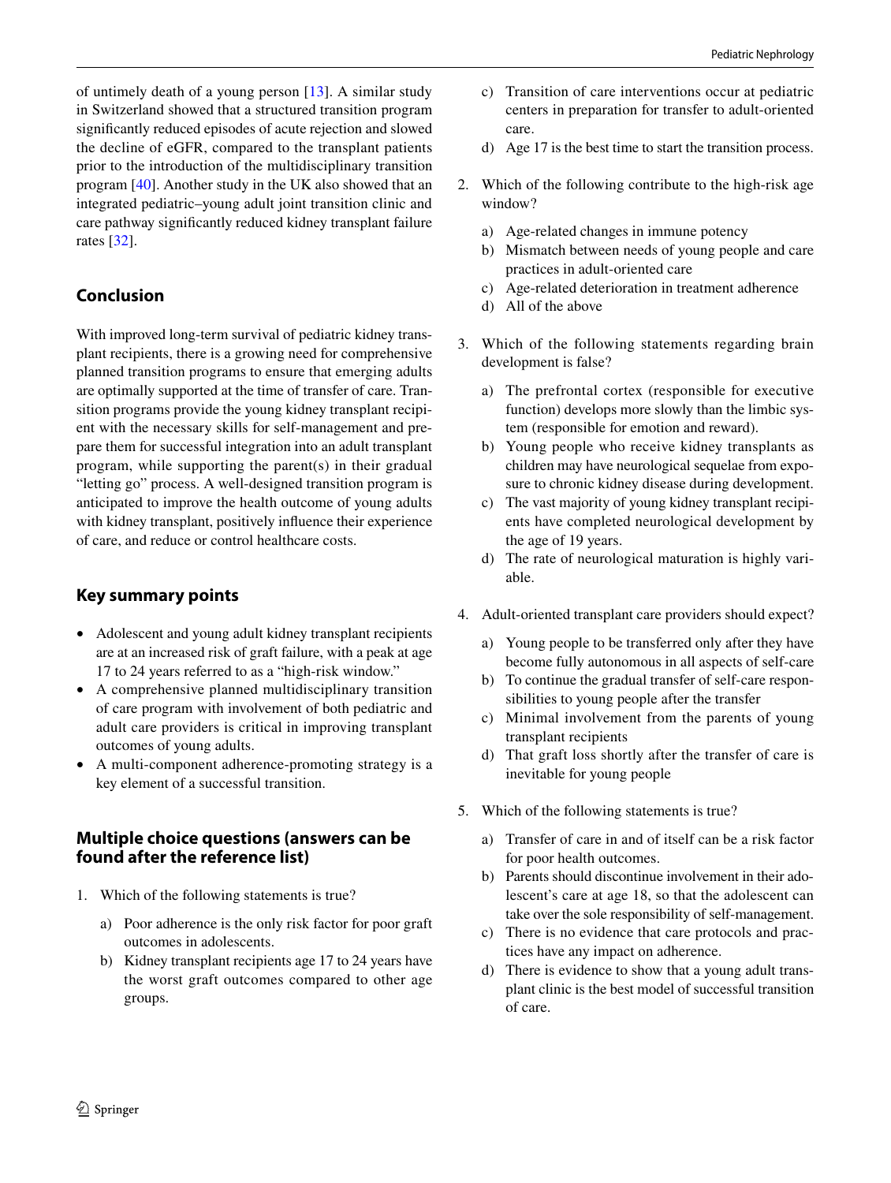of untimely death of a young person [13]. A similar study in Switzerland showed that a structured transition program significantly reduced episodes of acute rejection and slowed the decline of eGFR, compared to the transplant patients prior to the introduction of the multidisciplinary transition program [40]. Another study in the UK also showed that an integrated pediatric–young adult joint transition clinic and care pathway significantly reduced kidney transplant failure rates [32].

## Conclusion

With improved long-term survival of pediatric kidney transplant recipients, there is a growing need for comprehensive planned transition programs to ensure that emerging adults are optimally supported at the time of transfer of care. Transition programs provide the young kidney transplant recipient with the necessary skills for self-management and prepare them for successful integration into an adult transplant program, while supporting the parent(s) in their gradual "letting go" process. A well-designed transition program is anticipated to improve the health outcome of young adults with kidney transplant, positively influence their experience of care, and reduce or control healthcare costs.

## Key summary points

- Adolescent and young adult kidney transplant recipients are at an increased risk of graft failure, with a peak at age 17 to 24 years referred to as a "high-risk window."
- A comprehensive planned multidisciplinary transition of care program with involvement of both pediatric and adult care providers is critical in improving transplant outcomes of young adults.
- A multi-component adherence-promoting strategy is a key element of a successful transition.

## Multiple choice questions (answers can be found after the reference list)

1. Which of the following statements is true?
   a) Poor adherence is the only risk factor for poor graft outcomes in adolescents.
   b) Kidney transplant recipients age 17 to 24 years have the worst graft outcomes compared to other age groups.
   c) Transition of care interventions occur at pediatric centers in preparation for transfer to adult-oriented care.
   d) Age 17 is the best time to start the transition process.

2. Which of the following contribute to the high-risk age window?
   a) Age-related changes in immune potency
   b) Mismatch between needs of young people and care practices in adult-oriented care
   c) Age-related deterioration in treatment adherence
   d) All of the above

3. Which of the following statements regarding brain development is false?
   a) The prefrontal cortex (responsible for executive function) develops more slowly than the limbic system (responsible for emotion and reward).
   b) Young people who receive kidney transplants as children may have neurological sequelae from exposure to chronic kidney disease during development.
   c) The vast majority of young kidney transplant recipients have completed neurological development by the age of 19 years.
   d) The rate of neurological maturation is highly variable.

4. Adult-oriented transplant care providers should expect?
   a) Young people to be transferred only after they have become fully autonomous in all aspects of self-care
   b) To continue the gradual transfer of self-care responsibilities to young people after the transfer
   c) Minimal involvement from the parents of young transplant recipients
   d) That graft loss shortly after the transfer of care is inevitable for young people

5. Which of the following statements is true?
   a) Transfer of care in and of itself can be a risk factor for poor health outcomes.
   b) Parents should discontinue involvement in their adolescent's care at age 18, so that the adolescent can take over the sole responsibility of self-management.
   c) There is no evidence that care protocols and practices have any impact on adherence.
   d) There is evidence to show that a young adult transplant clinic is the best model of successful transition of care.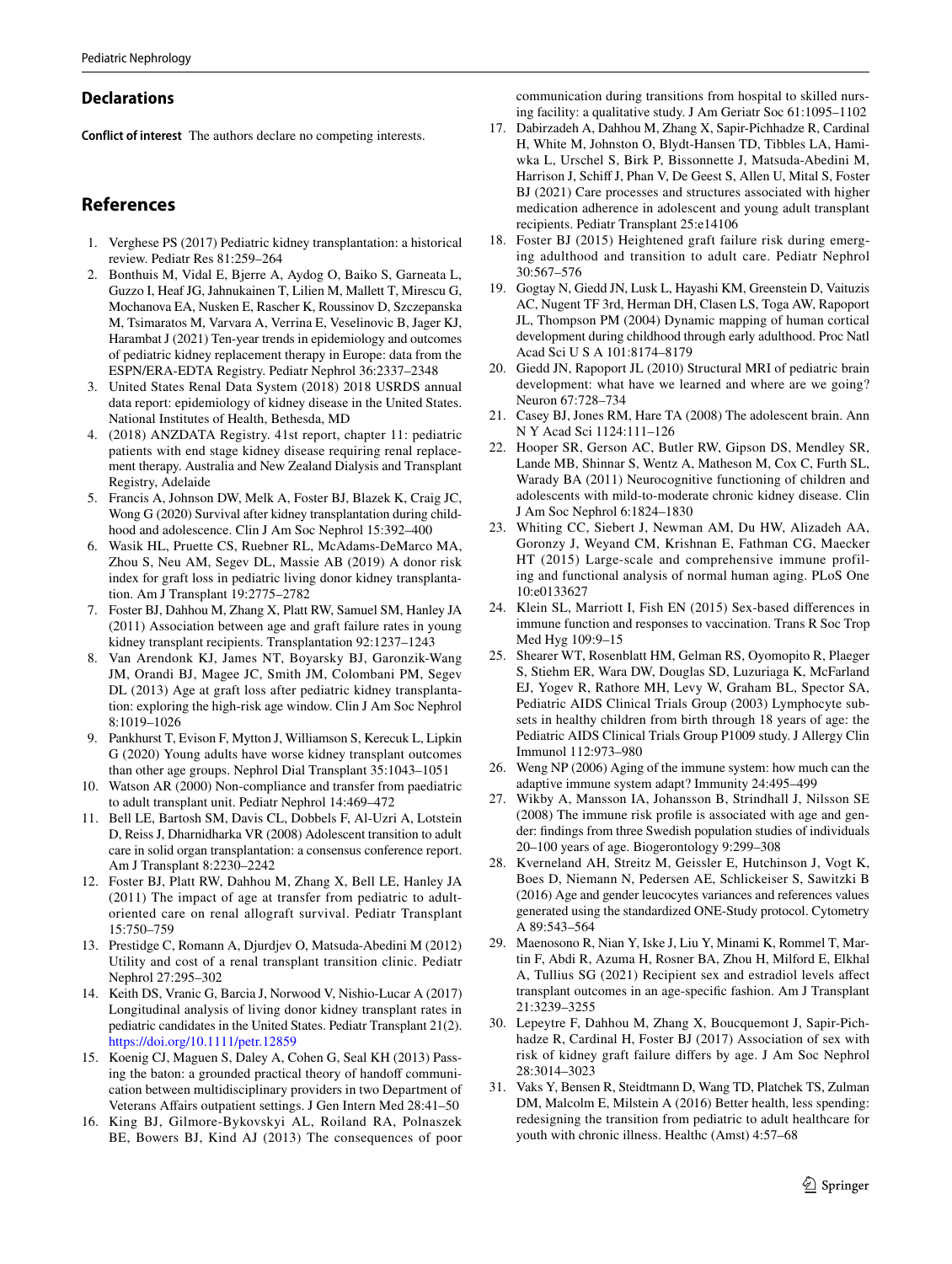## Declarations

**Conflict of interest** The authors declare no competing interests.

## References

1. Verghese PS (2017) Pediatric kidney transplantation: a historical review. Pediatr Res 81:259–264
2. Bonthuis M, Vidal E, Bjerre A, Aydog O, Baiko S, Garneata L, Guzzo I, Heaf JG, Jahnukainen T, Lilien M, Mallett T, Mirescu G, Mochanova EA, Nusken E, Rascher K, Roussinov D, Szczepanska M, Tsimaratos M, Varvara A, Verrina E, Veselinovic B, Jager KJ, Harambat J (2021) Ten-year trends in epidemiology and outcomes of pediatric kidney replacement therapy in Europe: data from the ESPN/ERA-EDTA Registry. Pediatr Nephrol 36:2337–2348
3. United States Renal Data System (2018) 2018 USRDS annual data report: epidemiology of kidney disease in the United States. National Institutes of Health, Bethesda, MD
4. (2018) ANZDATA Registry. 41st report, chapter 11: pediatric patients with end stage kidney disease requiring renal replacement therapy. Australia and New Zealand Dialysis and Transplant Registry, Adelaide
5. Francis A, Johnson DW, Melk A, Foster BJ, Blazek K, Craig JC, Wong G (2020) Survival after kidney transplantation during childhood and adolescence. Clin J Am Soc Nephrol 15:392–400
6. Wasik HL, Pruette CS, Ruebner RL, McAdams-DeMarco MA, Zhou S, Neu AM, Segev DL, Massie AB (2019) A donor risk index for graft loss in pediatric living donor kidney transplantation. Am J Transplant 19:2775–2782
7. Foster BJ, Dahhou M, Zhang X, Platt RW, Samuel SM, Hanley JA (2011) Association between age and graft failure rates in young kidney transplant recipients. Transplantation 92:1237–1243
8. Van Arendonk KJ, James NT, Boyarsky BJ, Garonzik-Wang JM, Orandi BJ, Magee JC, Smith JM, Colombani PM, Segev DL (2013) Age at graft loss after pediatric kidney transplantation: exploring the high-risk age window. Clin J Am Soc Nephrol 8:1019–1026
9. Pankhurst T, Evison F, Mytton J, Williamson S, Kerecuk L, Lipkin G (2020) Young adults have worse kidney transplant outcomes than other age groups. Nephrol Dial Transplant 35:1043–1051
10. Watson AR (2000) Non-compliance and transfer from paediatric to adult transplant unit. Pediatr Nephrol 14:469–472
11. Bell LE, Bartosh SM, Davis CL, Dobbels F, Al-Uzri A, Lotstein D, Reiss J, Dharnidharka VR (2008) Adolescent transition to adult care in solid organ transplantation: a consensus conference report. Am J Transplant 8:2230–2242
12. Foster BJ, Platt RW, Dahhou M, Zhang X, Bell LE, Hanley JA (2011) The impact of age at transfer from pediatric to adult-oriented care on renal allograft survival. Pediatr Transplant 15:750–759
13. Prestidge C, Romann A, Djurdjev O, Matsuda-Abedini M (2012) Utility and cost of a renal transplant transition clinic. Pediatr Nephrol 27:295–302
14. Keith DS, Vranic G, Barcia J, Norwood V, Nishio-Lucar A (2017) Longitudinal analysis of living donor kidney transplant rates in pediatric candidates in the United States. Pediatr Transplant 21(2). https://doi.org/10.1111/petr.12859
15. Koenig CJ, Maguen S, Daley A, Cohen G, Seal KH (2013) Passing the baton: a grounded practical theory of handoff communication between multidisciplinary providers in two Department of Veterans Affairs outpatient settings. J Gen Intern Med 28:41–50
16. King BJ, Gilmore-Bykovskyi AL, Roiland RA, Polnaszek BE, Bowers BJ, Kind AJ (2013) The consequences of poor communication during transitions from hospital to skilled nursing facility: a qualitative study. J Am Geriatr Soc 61:1095–1102
17. Dabirzadeh A, Dahhou M, Zhang X, Sapir-Pichhadze R, Cardinal H, White M, Johnston O, Blydt-Hansen TD, Tibbles LA, Hamiwka L, Urschel S, Birk P, Bissonnette J, Matsuda-Abedini M, Harrison J, Schiff J, Phan V, De Geest S, Allen U, Mital S, Foster BJ (2021) Care processes and structures associated with higher medication adherence in adolescent and young adult transplant recipients. Pediatr Transplant 25:e14106
18. Foster BJ (2015) Heightened graft failure risk during emerging adulthood and transition to adult care. Pediatr Nephrol 30:567–576
19. Gogtay N, Giedd JN, Lusk L, Hayashi KM, Greenstein D, Vaituzis AC, Nugent TF 3rd, Herman DH, Clasen LS, Toga AW, Rapoport JL, Thompson PM (2004) Dynamic mapping of human cortical development during childhood through early adulthood. Proc Natl Acad Sci U S A 101:8174–8179
20. Giedd JN, Rapoport JL (2010) Structural MRI of pediatric brain development: what have we learned and where are we going? Neuron 67:728–734
21. Casey BJ, Jones RM, Hare TA (2008) The adolescent brain. Ann N Y Acad Sci 1124:111–126
22. Hooper SR, Gerson AC, Butler RW, Gipson DS, Mendley SR, Lande MB, Shinnar S, Wentz A, Matheson M, Cox C, Furth SL, Warady BA (2011) Neurocognitive functioning of children and adolescents with mild-to-moderate chronic kidney disease. Clin J Am Soc Nephrol 6:1824–1830
23. Whiting CC, Siebert J, Newman AM, Du HW, Alizadeh AA, Goronzy J, Weyand CM, Krishnan E, Fathman CG, Maecker HT (2015) Large-scale and comprehensive immune profiling and functional analysis of normal human aging. PLoS One 10:e0133627
24. Klein SL, Marriott I, Fish EN (2015) Sex-based differences in immune function and responses to vaccination. Trans R Soc Trop Med Hyg 109:9–15
25. Shearer WT, Rosenblatt HM, Gelman RS, Oyomopito R, Plaeger S, Stiehm ER, Wara DW, Douglas SD, Luzuriaga K, McFarland EJ, Yogev R, Rathore MH, Levy W, Graham BL, Spector SA, Pediatric AIDS Clinical Trials Group (2003) Lymphocyte subsets in healthy children from birth through 18 years of age: the Pediatric AIDS Clinical Trials Group P1009 study. J Allergy Clin Immunol 112:973–980
26. Weng NP (2006) Aging of the immune system: how much can the adaptive immune system adapt? Immunity 24:495–499
27. Wikby A, Mansson IA, Johansson B, Strindhall J, Nilsson SE (2008) The immune risk profile is associated with age and gender: findings from three Swedish population studies of individuals 20–100 years of age. Biogerontology 9:299–308
28. Kverneland AH, Streitz M, Geissler E, Hutchinson J, Vogt K, Boes D, Niemann N, Pedersen AE, Schlickeiser S, Sawitzki B (2016) Age and gender leucocytes variances and references values generated using the standardized ONE-Study protocol. Cytometry A 89:543–564
29. Maenosono R, Nian Y, Iske J, Liu Y, Minami K, Rommel T, Martin F, Abdi R, Azuma H, Rosner BA, Zhou H, Milford E, Elkhal A, Tullius SG (2021) Recipient sex and estradiol levels affect transplant outcomes in an age-specific fashion. Am J Transplant 21:3239–3255
30. Lepeytre F, Dahhou M, Zhang X, Boucquemont J, Sapir-Pichhadze R, Cardinal H, Foster BJ (2017) Association of sex with risk of kidney graft failure differs by age. J Am Soc Nephrol 28:3014–3023
31. Vaks Y, Bensen R, Steidtmann D, Wang TD, Platchek TS, Zulman DM, Malcolm E, Milstein A (2016) Better health, less spending: redesigning the transition from pediatric to adult healthcare for youth with chronic illness. Healthc (Amst) 4:57–68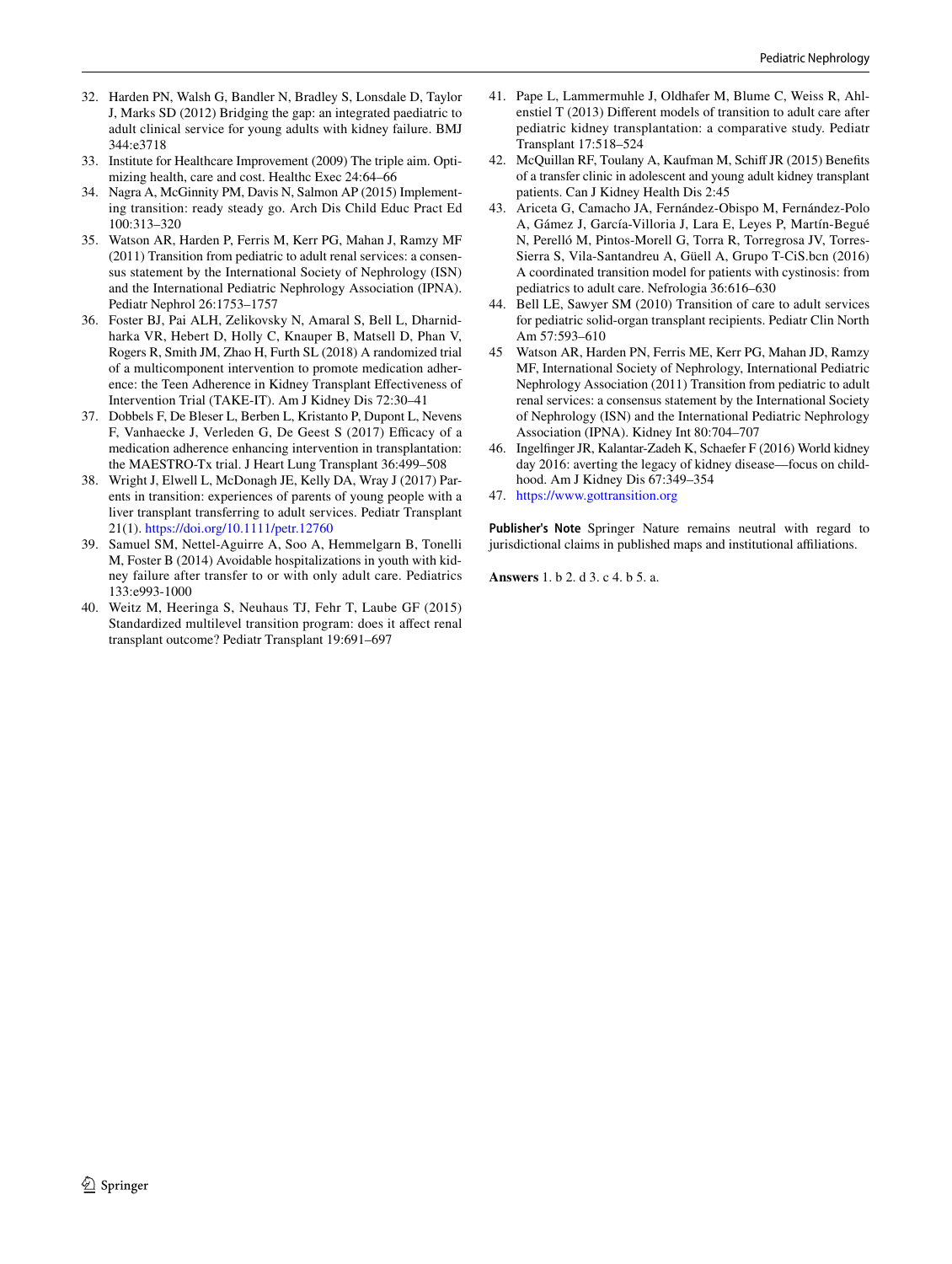32. Harden PN, Walsh G, Bandler N, Bradley S, Lonsdale D, Taylor J, Marks SD (2012) Bridging the gap: an integrated paediatric to adult clinical service for young adults with kidney failure. BMJ 344:e3718
33. Institute for Healthcare Improvement (2009) The triple aim. Optimizing health, care and cost. Healthc Exec 24:64–66
34. Nagra A, McGinnity PM, Davis N, Salmon AP (2015) Implementing transition: ready steady go. Arch Dis Child Educ Pract Ed 100:313–320
35. Watson AR, Harden P, Ferris M, Kerr PG, Mahan J, Ramzy MF (2011) Transition from pediatric to adult renal services: a consensus statement by the International Society of Nephrology (ISN) and the International Pediatric Nephrology Association (IPNA). Pediatr Nephrol 26:1753–1757
36. Foster BJ, Pai ALH, Zelikovsky N, Amaral S, Bell L, Dharnidharka VR, Hebert D, Holly C, Knauper B, Matsell D, Phan V, Rogers R, Smith JM, Zhao H, Furth SL (2018) A randomized trial of a multicomponent intervention to promote medication adherence: the Teen Adherence in Kidney Transplant Effectiveness of Intervention Trial (TAKE-IT). Am J Kidney Dis 72:30–41
37. Dobbels F, De Bleser L, Berben L, Kristanto P, Dupont L, Nevens F, Vanhaecke J, Verleden G, De Geest S (2017) Efficacy of a medication adherence enhancing intervention in transplantation: the MAESTRO-Tx trial. J Heart Lung Transplant 36:499–508
38. Wright J, Elwell L, McDonagh JE, Kelly DA, Wray J (2017) Parents in transition: experiences of parents of young people with a liver transplant transferring to adult services. Pediatr Transplant 21(1). https://doi.org/10.1111/petr.12760
39. Samuel SM, Nettel-Aguirre A, Soo A, Hemmelgarn B, Tonelli M, Foster B (2014) Avoidable hospitalizations in youth with kidney failure after transfer to or with only adult care. Pediatrics 133:e993-1000
40. Weitz M, Heeringa S, Neuhaus TJ, Fehr T, Laube GF (2015) Standardized multilevel transition program: does it affect renal transplant outcome? Pediatr Transplant 19:691–697
41. Pape L, Lammermuhle J, Oldhafer M, Blume C, Weiss R, Ahlenstiel T (2013) Different models of transition to adult care after pediatric kidney transplantation: a comparative study. Pediatr Transplant 17:518–524
42. McQuillan RF, Toulany A, Kaufman M, Schiff JR (2015) Benefits of a transfer clinic in adolescent and young adult kidney transplant patients. Can J Kidney Health Dis 2:45
43. Ariceta G, Camacho JA, Fernández-Obispo M, Fernández-Polo A, Gámez J, García-Villoria J, Lara E, Leyes P, Martín-Begué N, Perelló M, Pintos-Morell G, Torra R, Torregrosa JV, Torres-Sierra S, Vila-Santandreu A, Güell A, Grupo T-CiS.bcn (2016) A coordinated transition model for patients with cystinosis: from pediatrics to adult care. Nefrologia 36:616–630
44. Bell LE, Sawyer SM (2010) Transition of care to adult services for pediatric solid-organ transplant recipients. Pediatr Clin North Am 57:593–610
45 Watson AR, Harden PN, Ferris ME, Kerr PG, Mahan JD, Ramzy MF, International Society of Nephrology, International Pediatric Nephrology Association (2011) Transition from pediatric to adult renal services: a consensus statement by the International Society of Nephrology (ISN) and the International Pediatric Nephrology Association (IPNA). Kidney Int 80:704–707
46. Ingelfinger JR, Kalantar-Zadeh K, Schaefer F (2016) World kidney day 2016: averting the legacy of kidney disease—focus on childhood. Am J Kidney Dis 67:349–354
47. https://www.gottransition.org

**Publisher's Note** Springer Nature remains neutral with regard to jurisdictional claims in published maps and institutional affiliations.

**Answers** 1. b 2. d 3. c 4. b 5. a.